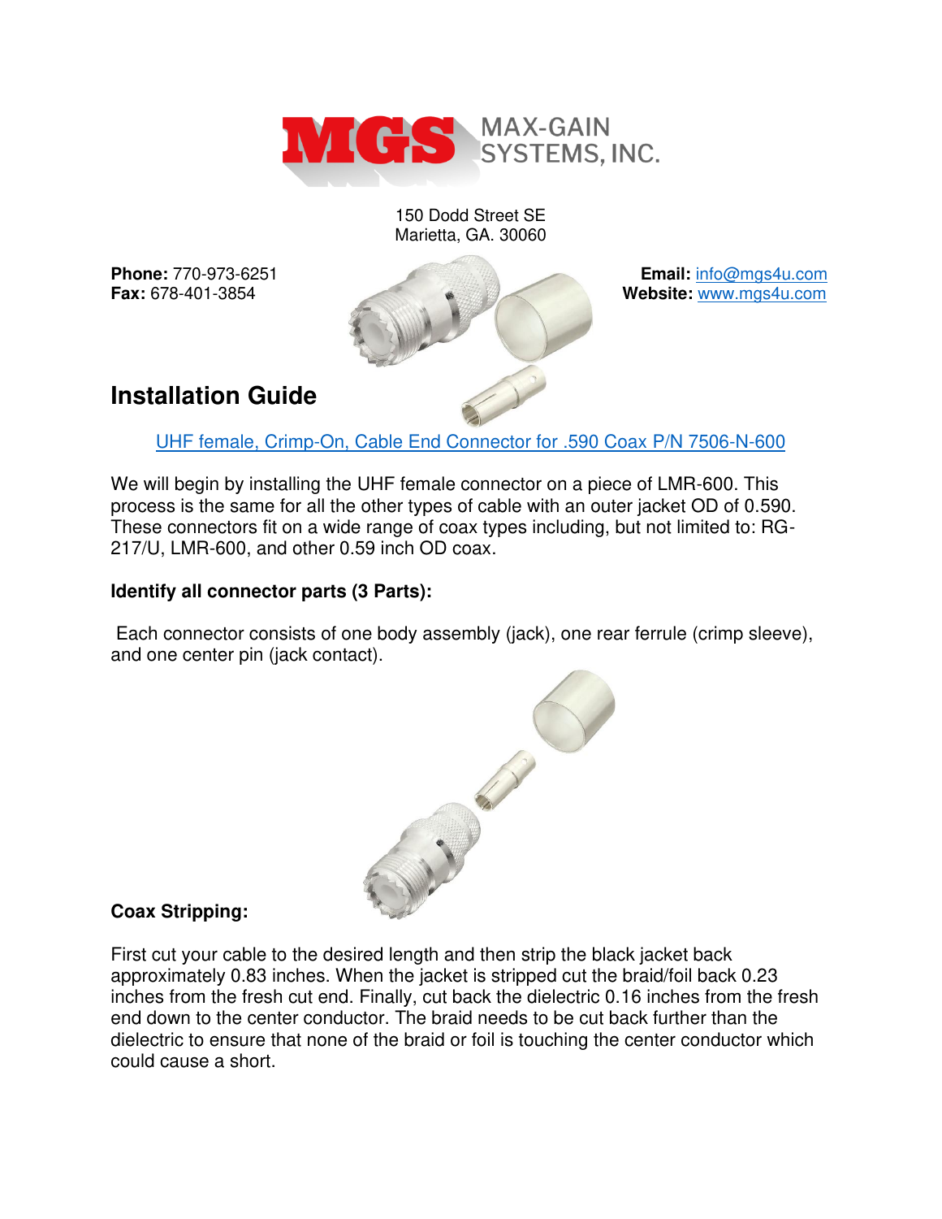MAX-GAIN SYSTEMS, INC.

150 Dodd Street SE
Marietta, GA. 30060

**Phone:** 770-973-6251
**Fax:** 678-401-3854

**Email:** info@mgs4u.com
**Website:** www.mgs4u.com

## Installation Guide

UHF female, Crimp-On, Cable End Connector for .590 Coax P/N 7506-N-600

We will begin by installing the UHF female connector on a piece of LMR-600. This process is the same for all the other types of cable with an outer jacket OD of 0.590. These connectors fit on a wide range of coax types including, but not limited to: RG-217/U, LMR-600, and other 0.59 inch OD coax.

**Identify all connector parts (3 Parts):**

Each connector consists of one body assembly (jack), one rear ferrule (crimp sleeve), and one center pin (jack contact).

**Coax Stripping:**

First cut your cable to the desired length and then strip the black jacket back approximately 0.83 inches. When the jacket is stripped cut the braid/foil back 0.23 inches from the fresh cut end. Finally, cut back the dielectric 0.16 inches from the fresh end down to the center conductor. The braid needs to be cut back further than the dielectric to ensure that none of the braid or foil is touching the center conductor which could cause a short.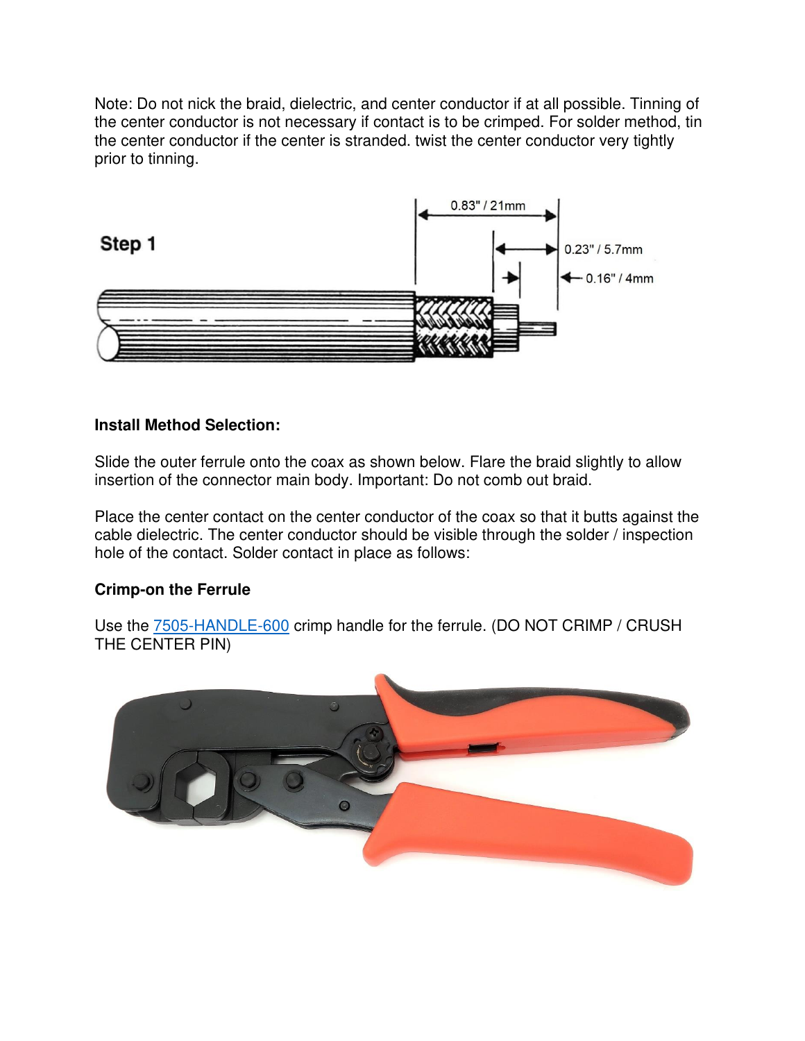Note: Do not nick the braid, dielectric, and center conductor if at all possible. Tinning of the center conductor is not necessary if contact is to be crimped. For solder method, tin the center conductor if the center is stranded. twist the center conductor very tightly prior to tinning.

**Step 1**

0.83" / 21mm

0.23" / 5.7mm

0.16" / 4mm

**Install Method Selection:**

Slide the outer ferrule onto the coax as shown below. Flare the braid slightly to allow insertion of the connector main body. Important: Do not comb out braid.

Place the center contact on the center conductor of the coax so that it butts against the cable dielectric. The center conductor should be visible through the solder / inspection hole of the contact. Solder contact in place as follows:

**Crimp-on the Ferrule**

Use the 7505-HANDLE-600 crimp handle for the ferrule. (DO NOT CRIMP / CRUSH THE CENTER PIN)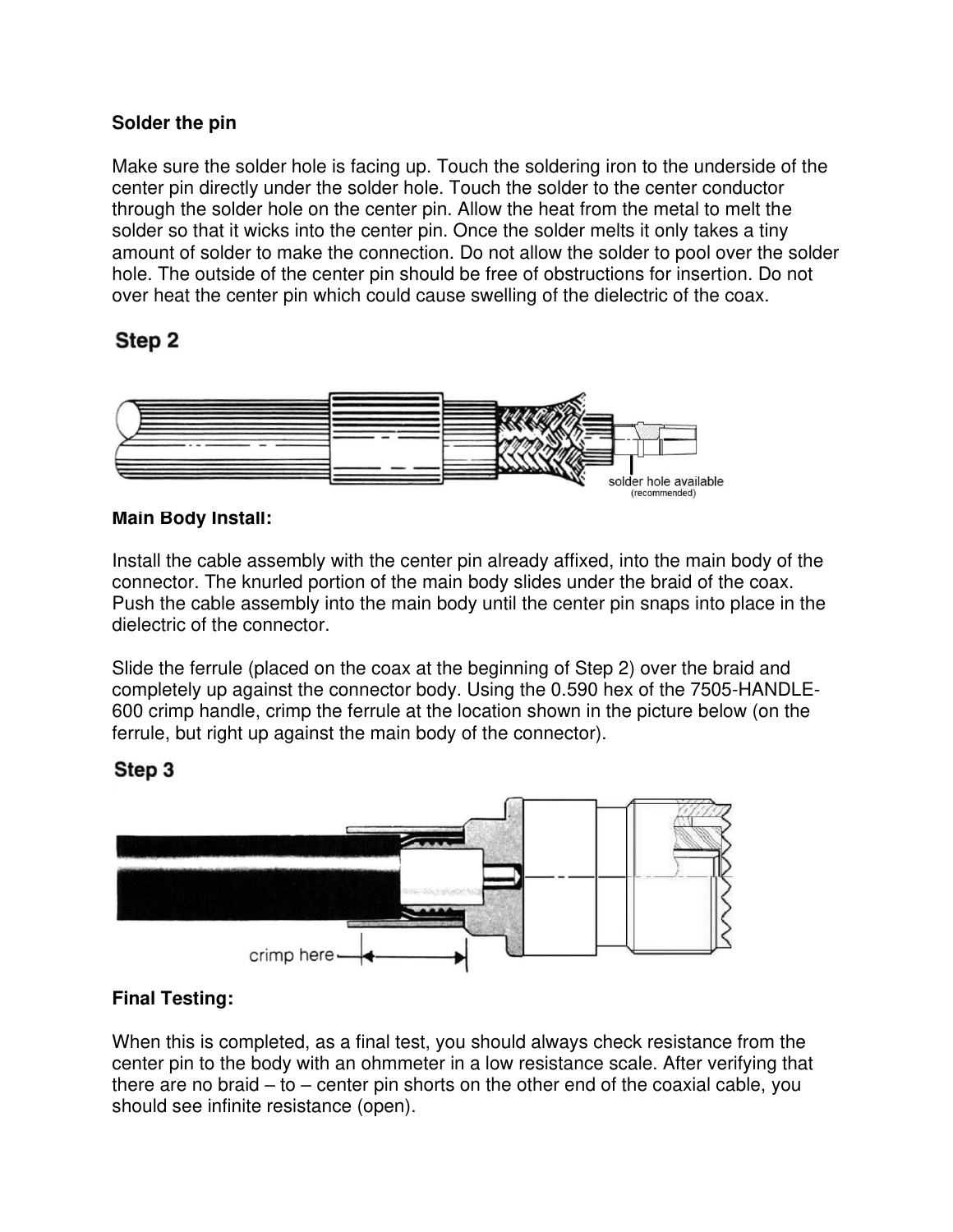**Solder the pin**

Make sure the solder hole is facing up. Touch the soldering iron to the underside of the center pin directly under the solder hole. Touch the solder to the center conductor through the solder hole on the center pin. Allow the heat from the metal to melt the solder so that it wicks into the center pin. Once the solder melts it only takes a tiny amount of solder to make the connection. Do not allow the solder to pool over the solder hole. The outside of the center pin should be free of obstructions for insertion. Do not over heat the center pin which could cause swelling of the dielectric of the coax.

**Step 2**

solder hole available
(recommended)

**Main Body Install:**

Install the cable assembly with the center pin already affixed, into the main body of the connector. The knurled portion of the main body slides under the braid of the coax. Push the cable assembly into the main body until the center pin snaps into place in the dielectric of the connector.

Slide the ferrule (placed on the coax at the beginning of Step 2) over the braid and completely up against the connector body. Using the 0.590 hex of the 7505-HANDLE-600 crimp handle, crimp the ferrule at the location shown in the picture below (on the ferrule, but right up against the main body of the connector).

**Step 3**

crimp here

**Final Testing:**

When this is completed, as a final test, you should always check resistance from the center pin to the body with an ohmmeter in a low resistance scale. After verifying that there are no braid – to – center pin shorts on the other end of the coaxial cable, you should see infinite resistance (open).